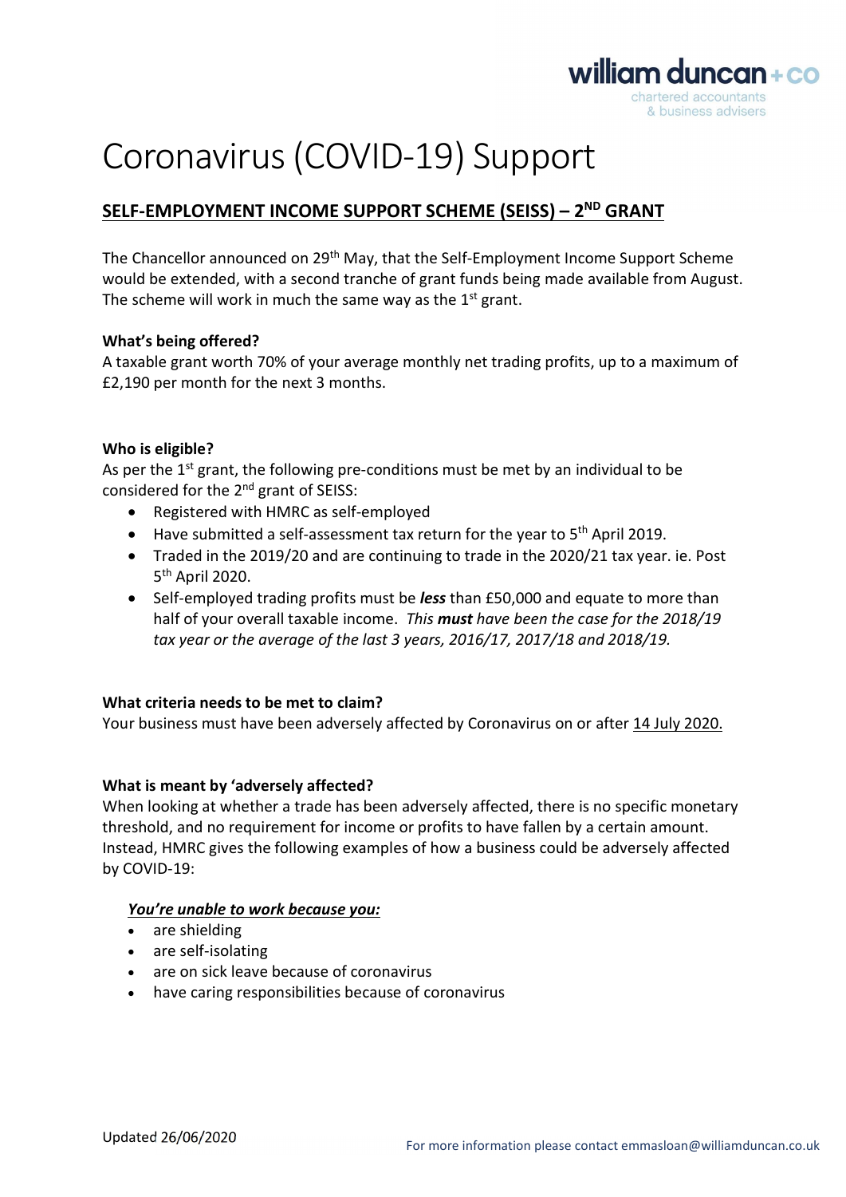# Coronavirus (COVID-19) Support

## SELF-EMPLOYMENT INCOME SUPPORT SCHEME (SEISS) – 2ND GRANT

The Chancellor announced on 29th May, that the Self-Employment Income Support Scheme would be extended, with a second tranche of grant funds being made available from August. The scheme will work in much the same way as the 1st grant.

**What's being offered?**
A taxable grant worth 70% of your average monthly net trading profits, up to a maximum of £2,190 per month for the next 3 months.

**Who is eligible?**
As per the 1st grant, the following pre-conditions must be met by an individual to be considered for the 2nd grant of SEISS:

- Registered with HMRC as self-employed
- Have submitted a self-assessment tax return for the year to 5th April 2019.
- Traded in the 2019/20 and are continuing to trade in the 2020/21 tax year. ie. Post 5th April 2020.
- Self-employed trading profits must be ***less*** than £50,000 and equate to more than half of your overall taxable income. *This **must** have been the case for the 2018/19 tax year or the average of the last 3 years, 2016/17, 2017/18 and 2018/19.*

**What criteria needs to be met to claim?**
Your business must have been adversely affected by Coronavirus on or after 14 July 2020.

**What is meant by 'adversely affected?**
When looking at whether a trade has been adversely affected, there is no specific monetary threshold, and no requirement for income or profits to have fallen by a certain amount. Instead, HMRC gives the following examples of how a business could be adversely affected by COVID-19:

***You're unable to work because you:***

- are shielding
- are self-isolating
- are on sick leave because of coronavirus
- have caring responsibilities because of coronavirus

Updated 26/06/2020

For more information please contact emmasloan@williamduncan.co.uk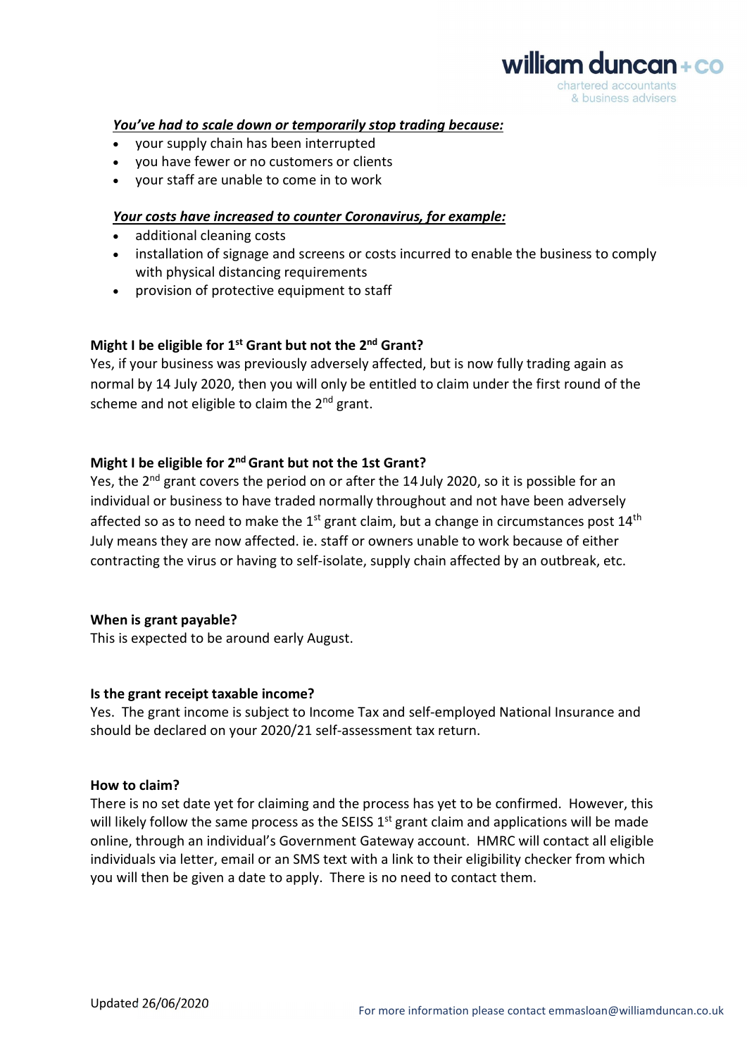***<u>You've had to scale down or temporarily stop trading because:</u>***

- your supply chain has been interrupted
- you have fewer or no customers or clients
- your staff are unable to come in to work

***<u>Your costs have increased to counter Coronavirus, for example:</u>***

- additional cleaning costs
- installation of signage and screens or costs incurred to enable the business to comply with physical distancing requirements
- provision of protective equipment to staff

**Might I be eligible for 1st Grant but not the 2nd Grant?**

Yes, if your business was previously adversely affected, but is now fully trading again as normal by 14 July 2020, then you will only be entitled to claim under the first round of the scheme and not eligible to claim the 2nd grant.

**Might I be eligible for 2nd Grant but not the 1st Grant?**

Yes, the 2nd grant covers the period on or after the 14 July 2020, so it is possible for an individual or business to have traded normally throughout and not have been adversely affected so as to need to make the 1st grant claim, but a change in circumstances post 14th July means they are now affected. ie. staff or owners unable to work because of either contracting the virus or having to self-isolate, supply chain affected by an outbreak, etc.

**When is grant payable?**

This is expected to be around early August.

**Is the grant receipt taxable income?**

Yes. The grant income is subject to Income Tax and self-employed National Insurance and should be declared on your 2020/21 self-assessment tax return.

**How to claim?**

There is no set date yet for claiming and the process has yet to be confirmed. However, this will likely follow the same process as the SEISS 1st grant claim and applications will be made online, through an individual's Government Gateway account. HMRC will contact all eligible individuals via letter, email or an SMS text with a link to their eligibility checker from which you will then be given a date to apply. There is no need to contact them.

Updated 26/06/2020

For more information please contact emmasloan@williamduncan.co.uk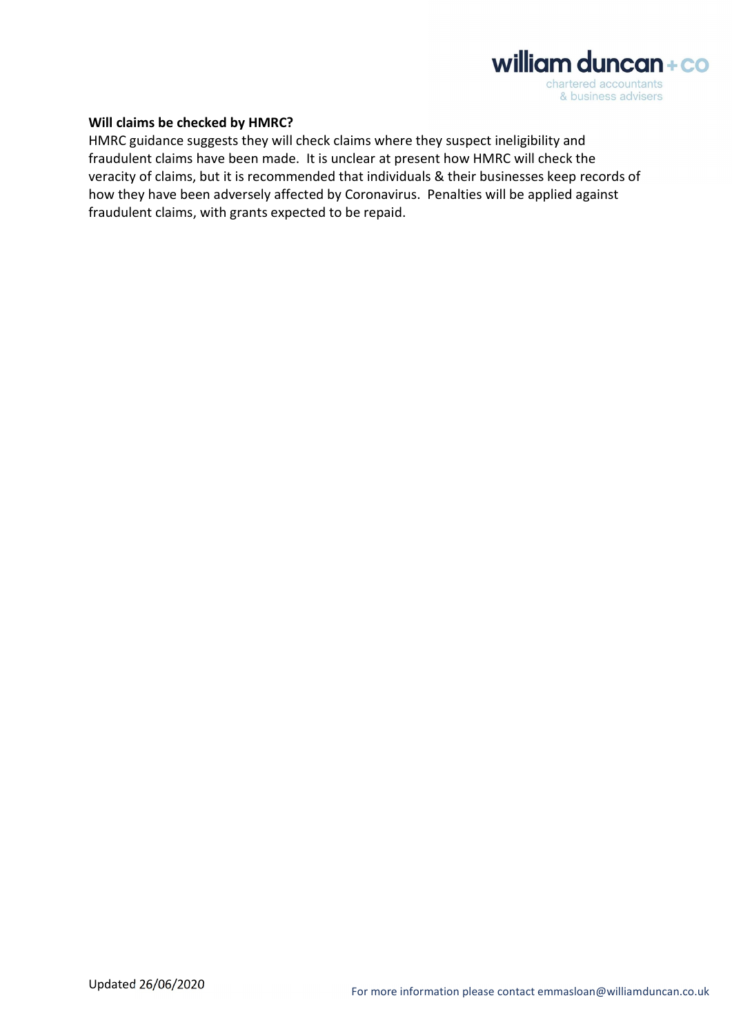**Will claims be checked by HMRC?**

HMRC guidance suggests they will check claims where they suspect ineligibility and fraudulent claims have been made. It is unclear at present how HMRC will check the veracity of claims, but it is recommended that individuals & their businesses keep records of how they have been adversely affected by Coronavirus. Penalties will be applied against fraudulent claims, with grants expected to be repaid.